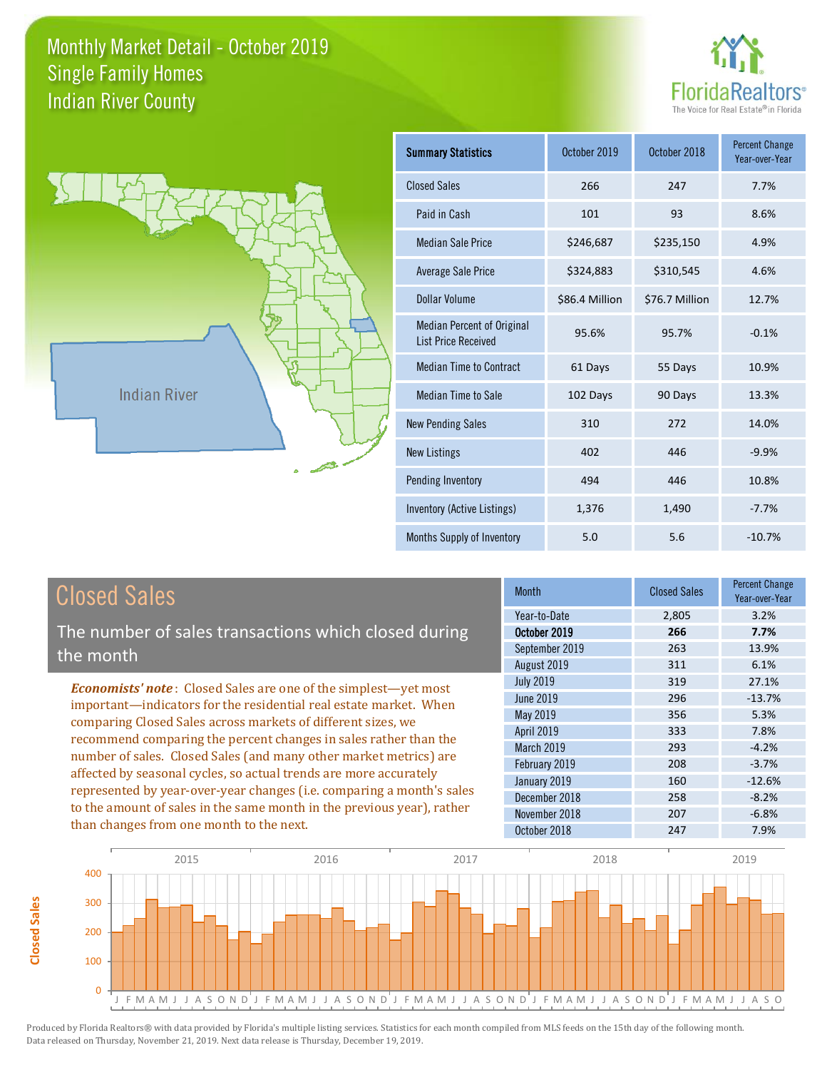# Monthly Market Detail - October 2019
## Single Family Homes
## Indian River County

FloridaRealtors® — The Voice for Real Estate® in Florida

Indian River

| Summary Statistics | October 2019 | October 2018 | Percent Change Year-over-Year |
|---|---|---|---|
| Closed Sales | 266 | 247 | 7.7% |
| Paid in Cash | 101 | 93 | 8.6% |
| Median Sale Price | $246,687 | $235,150 | 4.9% |
| Average Sale Price | $324,883 | $310,545 | 4.6% |
| Dollar Volume | $86.4 Million | $76.7 Million | 12.7% |
| Median Percent of Original List Price Received | 95.6% | 95.7% | -0.1% |
| Median Time to Contract | 61 Days | 55 Days | 10.9% |
| Median Time to Sale | 102 Days | 90 Days | 13.3% |
| New Pending Sales | 310 | 272 | 14.0% |
| New Listings | 402 | 446 | -9.9% |
| Pending Inventory | 494 | 446 | 10.8% |
| Inventory (Active Listings) | 1,376 | 1,490 | -7.7% |
| Months Supply of Inventory | 5.0 | 5.6 | -10.7% |

## Closed Sales

The number of sales transactions which closed during the month

***Economists' note***: Closed Sales are one of the simplest—yet most important—indicators for the residential real estate market. When comparing Closed Sales across markets of different sizes, we recommend comparing the percent changes in sales rather than the number of sales. Closed Sales (and many other market metrics) are affected by seasonal cycles, so actual trends are more accurately represented by year-over-year changes (i.e. comparing a month's sales to the amount of sales in the same month in the previous year), rather than changes from one month to the next.

| Month | Closed Sales | Percent Change Year-over-Year |
|---|---|---|
| Year-to-Date | 2,805 | 3.2% |
| **October 2019** | **266** | **7.7%** |
| September 2019 | 263 | 13.9% |
| August 2019 | 311 | 6.1% |
| July 2019 | 319 | 27.1% |
| June 2019 | 296 | -13.7% |
| May 2019 | 356 | 5.3% |
| April 2019 | 333 | 7.8% |
| March 2019 | 293 | -4.2% |
| February 2019 | 208 | -3.7% |
| January 2019 | 160 | -12.6% |
| December 2018 | 258 | -8.2% |
| November 2018 | 207 | -6.8% |
| October 2018 | 247 | 7.9% |

Produced by Florida Realtors® with data provided by Florida's multiple listing services. Statistics for each month compiled from MLS feeds on the 15th day of the following month. Data released on Thursday, November 21, 2019. Next data release is Thursday, December 19, 2019.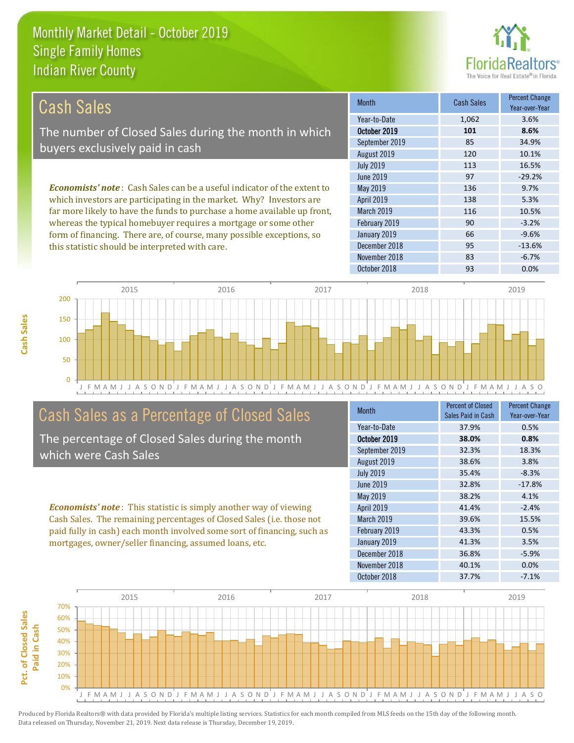# Monthly Market Detail - October 2019
## Single Family Homes
## Indian River County

## Cash Sales

The number of Closed Sales during the month in which buyers exclusively paid in cash

***Economists' note***: Cash Sales can be a useful indicator of the extent to which investors are participating in the market. Why? Investors are far more likely to have the funds to purchase a home available up front, whereas the typical homebuyer requires a mortgage or some other form of financing. There are, of course, many possible exceptions, so this statistic should be interpreted with care.

| Month | Cash Sales | Percent Change Year-over-Year |
|---|---|---|
| Year-to-Date | 1,062 | 3.6% |
| **October 2019** | **101** | **8.6%** |
| September 2019 | 85 | 34.9% |
| August 2019 | 120 | 10.1% |
| July 2019 | 113 | 16.5% |
| June 2019 | 97 | -29.2% |
| May 2019 | 136 | 9.7% |
| April 2019 | 138 | 5.3% |
| March 2019 | 116 | 10.5% |
| February 2019 | 90 | -3.2% |
| January 2019 | 66 | -9.6% |
| December 2018 | 95 | -13.6% |
| November 2018 | 83 | -6.7% |
| October 2018 | 93 | 0.0% |

## Cash Sales as a Percentage of Closed Sales

The percentage of Closed Sales during the month which were Cash Sales

***Economists' note***: This statistic is simply another way of viewing Cash Sales. The remaining percentages of Closed Sales (i.e. those not paid fully in cash) each month involved some sort of financing, such as mortgages, owner/seller financing, assumed loans, etc.

| Month | Percent of Closed Sales Paid in Cash | Percent Change Year-over-Year |
|---|---|---|
| Year-to-Date | 37.9% | 0.5% |
| **October 2019** | **38.0%** | **0.8%** |
| September 2019 | 32.3% | 18.3% |
| August 2019 | 38.6% | 3.8% |
| July 2019 | 35.4% | -8.3% |
| June 2019 | 32.8% | -17.8% |
| May 2019 | 38.2% | 4.1% |
| April 2019 | 41.4% | -2.4% |
| March 2019 | 39.6% | 15.5% |
| February 2019 | 43.3% | 0.5% |
| January 2019 | 41.3% | 3.5% |
| December 2018 | 36.8% | -5.9% |
| November 2018 | 40.1% | 0.0% |
| October 2018 | 37.7% | -7.1% |

Produced by Florida Realtors® with data provided by Florida's multiple listing services. Statistics for each month compiled from MLS feeds on the 15th day of the following month. Data released on Thursday, November 21, 2019. Next data release is Thursday, December 19, 2019.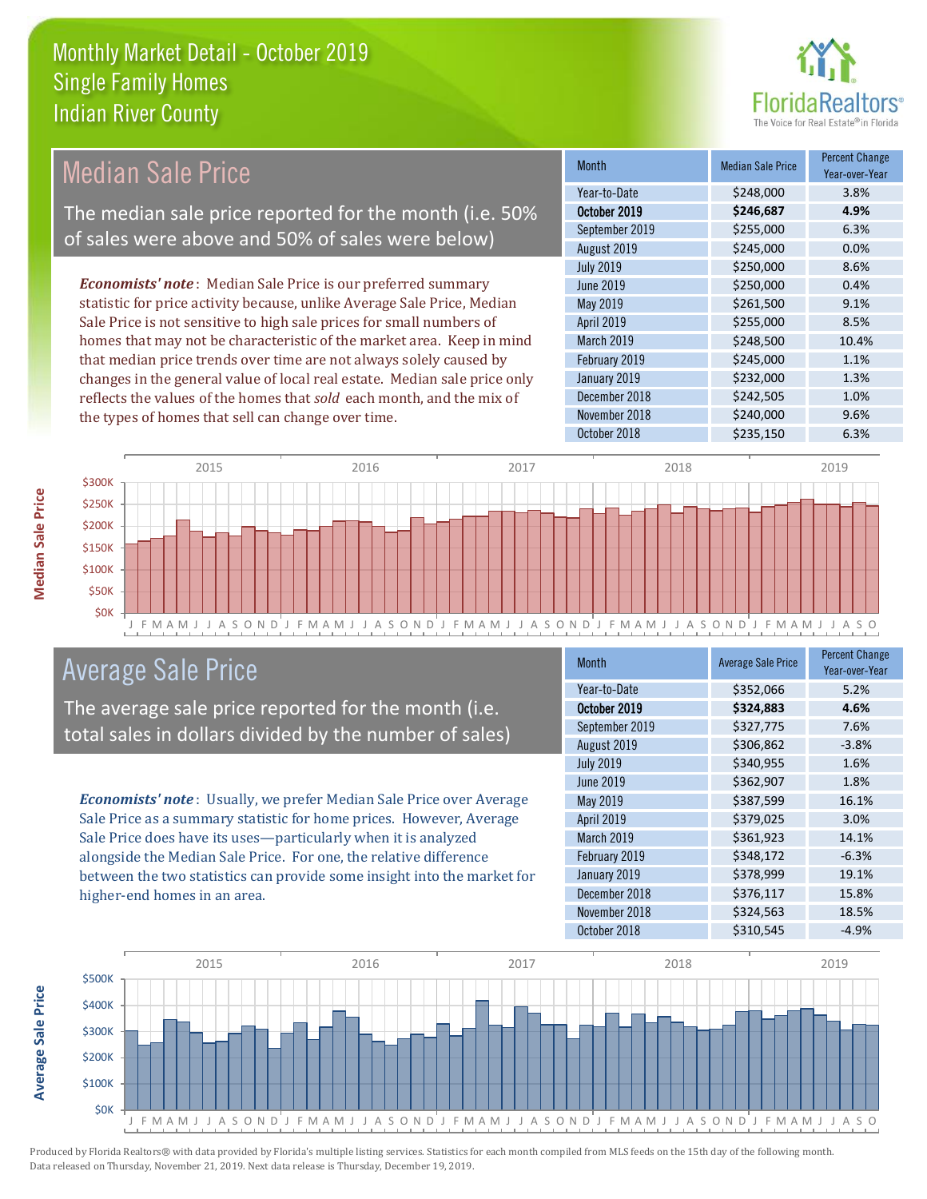# Monthly Market Detail - October 2019
## Single Family Homes
## Indian River County

## Median Sale Price

The median sale price reported for the month (i.e. 50% of sales were above and 50% of sales were below)

***Economists' note***: Median Sale Price is our preferred summary statistic for price activity because, unlike Average Sale Price, Median Sale Price is not sensitive to high sale prices for small numbers of homes that may not be characteristic of the market area. Keep in mind that median price trends over time are not always solely caused by changes in the general value of local real estate. Median sale price only reflects the values of the homes that *sold* each month, and the mix of the types of homes that sell can change over time.

| Month | Median Sale Price | Percent Change Year-over-Year |
|---|---|---|
| Year-to-Date | $248,000 | 3.8% |
| **October 2019** | **$246,687** | **4.9%** |
| September 2019 | $255,000 | 6.3% |
| August 2019 | $245,000 | 0.0% |
| July 2019 | $250,000 | 8.6% |
| June 2019 | $250,000 | 0.4% |
| May 2019 | $261,500 | 9.1% |
| April 2019 | $255,000 | 8.5% |
| March 2019 | $248,500 | 10.4% |
| February 2019 | $245,000 | 1.1% |
| January 2019 | $232,000 | 1.3% |
| December 2018 | $242,505 | 1.0% |
| November 2018 | $240,000 | 9.6% |
| October 2018 | $235,150 | 6.3% |

## Average Sale Price

The average sale price reported for the month (i.e. total sales in dollars divided by the number of sales)

***Economists' note***: Usually, we prefer Median Sale Price over Average Sale Price as a summary statistic for home prices. However, Average Sale Price does have its uses—particularly when it is analyzed alongside the Median Sale Price. For one, the relative difference between the two statistics can provide some insight into the market for higher-end homes in an area.

| Month | Average Sale Price | Percent Change Year-over-Year |
|---|---|---|
| Year-to-Date | $352,066 | 5.2% |
| **October 2019** | **$324,883** | **4.6%** |
| September 2019 | $327,775 | 7.6% |
| August 2019 | $306,862 | -3.8% |
| July 2019 | $340,955 | 1.6% |
| June 2019 | $362,907 | 1.8% |
| May 2019 | $387,599 | 16.1% |
| April 2019 | $379,025 | 3.0% |
| March 2019 | $361,923 | 14.1% |
| February 2019 | $348,172 | -6.3% |
| January 2019 | $378,999 | 19.1% |
| December 2018 | $376,117 | 15.8% |
| November 2018 | $324,563 | 18.5% |
| October 2018 | $310,545 | -4.9% |

Produced by Florida Realtors® with data provided by Florida's multiple listing services. Statistics for each month compiled from MLS feeds on the 15th day of the following month. Data released on Thursday, November 21, 2019. Next data release is Thursday, December 19, 2019.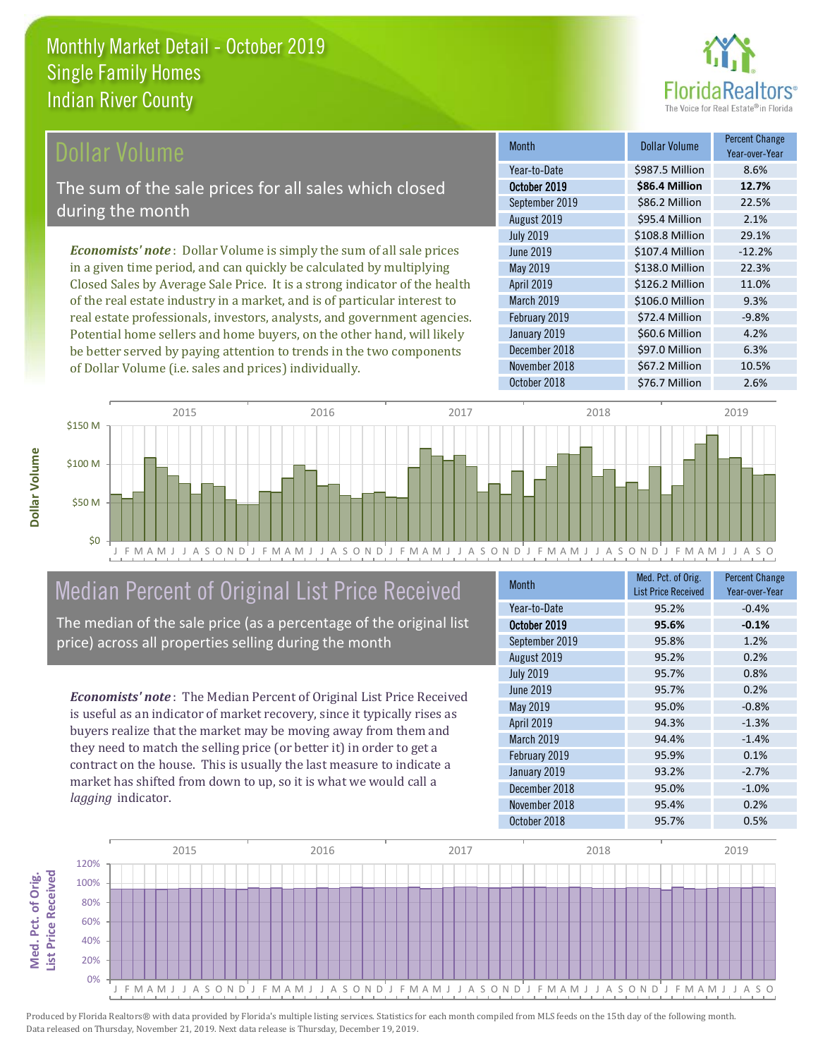# Monthly Market Detail - October 2019
## Single Family Homes
## Indian River County

## Dollar Volume

The sum of the sale prices for all sales which closed during the month

*Economists' note*: Dollar Volume is simply the sum of all sale prices in a given time period, and can quickly be calculated by multiplying Closed Sales by Average Sale Price. It is a strong indicator of the health of the real estate industry in a market, and is of particular interest to real estate professionals, investors, analysts, and government agencies. Potential home sellers and home buyers, on the other hand, will likely be better served by paying attention to trends in the two components of Dollar Volume (i.e. sales and prices) individually.

| Month | Dollar Volume | Percent Change Year-over-Year |
|---|---|---|
| Year-to-Date | $987.5 Million | 8.6% |
| **October 2019** | **$86.4 Million** | **12.7%** |
| September 2019 | $86.2 Million | 22.5% |
| August 2019 | $95.4 Million | 2.1% |
| July 2019 | $108.8 Million | 29.1% |
| June 2019 | $107.4 Million | -12.2% |
| May 2019 | $138.0 Million | 22.3% |
| April 2019 | $126.2 Million | 11.0% |
| March 2019 | $106.0 Million | 9.3% |
| February 2019 | $72.4 Million | -9.8% |
| January 2019 | $60.6 Million | 4.2% |
| December 2018 | $97.0 Million | 6.3% |
| November 2018 | $67.2 Million | 10.5% |
| October 2018 | $76.7 Million | 2.6% |

## Median Percent of Original List Price Received

The median of the sale price (as a percentage of the original list price) across all properties selling during the month

*Economists' note*: The Median Percent of Original List Price Received is useful as an indicator of market recovery, since it typically rises as buyers realize that the market may be moving away from them and they need to match the selling price (or better it) in order to get a contract on the house. This is usually the last measure to indicate a market has shifted from down to up, so it is what we would call a *lagging* indicator.

| Month | Med. Pct. of Orig. List Price Received | Percent Change Year-over-Year |
|---|---|---|
| Year-to-Date | 95.2% | -0.4% |
| **October 2019** | **95.6%** | **-0.1%** |
| September 2019 | 95.8% | 1.2% |
| August 2019 | 95.2% | 0.2% |
| July 2019 | 95.7% | 0.8% |
| June 2019 | 95.7% | 0.2% |
| May 2019 | 95.0% | -0.8% |
| April 2019 | 94.3% | -1.3% |
| March 2019 | 94.4% | -1.4% |
| February 2019 | 95.9% | 0.1% |
| January 2019 | 93.2% | -2.7% |
| December 2018 | 95.0% | -1.0% |
| November 2018 | 95.4% | 0.2% |
| October 2018 | 95.7% | 0.5% |

Produced by Florida Realtors® with data provided by Florida's multiple listing services. Statistics for each month compiled from MLS feeds on the 15th day of the following month. Data released on Thursday, November 21, 2019. Next data release is Thursday, December 19, 2019.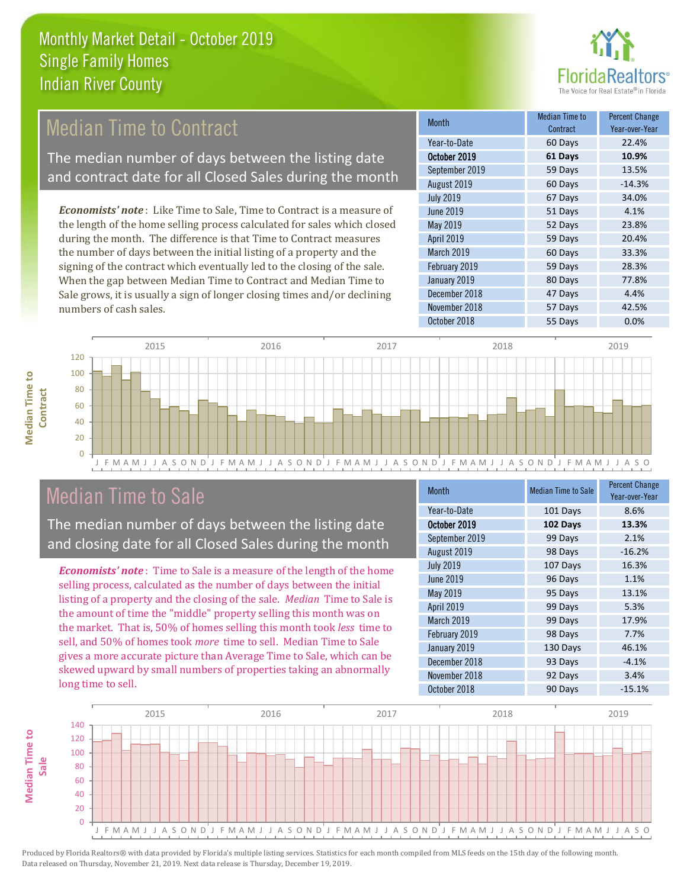# Monthly Market Detail - October 2019
## Single Family Homes
## Indian River County

## Median Time to Contract

The median number of days between the listing date and contract date for all Closed Sales during the month

*Economists' note*: Like Time to Sale, Time to Contract is a measure of the length of the home selling process calculated for sales which closed during the month. The difference is that Time to Contract measures the number of days between the initial listing of a property and the signing of the contract which eventually led to the closing of the sale. When the gap between Median Time to Contract and Median Time to Sale grows, it is usually a sign of longer closing times and/or declining numbers of cash sales.

| Month | Median Time to Contract | Percent Change Year-over-Year |
|---|---|---|
| Year-to-Date | 60 Days | 22.4% |
| **October 2019** | **61 Days** | **10.9%** |
| September 2019 | 59 Days | 13.5% |
| August 2019 | 60 Days | -14.3% |
| July 2019 | 67 Days | 34.0% |
| June 2019 | 51 Days | 4.1% |
| May 2019 | 52 Days | 23.8% |
| April 2019 | 59 Days | 20.4% |
| March 2019 | 60 Days | 33.3% |
| February 2019 | 59 Days | 28.3% |
| January 2019 | 80 Days | 77.8% |
| December 2018 | 47 Days | 4.4% |
| November 2018 | 57 Days | 42.5% |
| October 2018 | 55 Days | 0.0% |

## Median Time to Sale

The median number of days between the listing date and closing date for all Closed Sales during the month

*Economists' note*: Time to Sale is a measure of the length of the home selling process, calculated as the number of days between the initial listing of a property and the closing of the sale. *Median* Time to Sale is the amount of time the "middle" property selling this month was on the market. That is, 50% of homes selling this month took *less* time to sell, and 50% of homes took *more* time to sell. Median Time to Sale gives a more accurate picture than Average Time to Sale, which can be skewed upward by small numbers of properties taking an abnormally long time to sell.

| Month | Median Time to Sale | Percent Change Year-over-Year |
|---|---|---|
| Year-to-Date | 101 Days | 8.6% |
| **October 2019** | **102 Days** | **13.3%** |
| September 2019 | 99 Days | 2.1% |
| August 2019 | 98 Days | -16.2% |
| July 2019 | 107 Days | 16.3% |
| June 2019 | 96 Days | 1.1% |
| May 2019 | 95 Days | 13.1% |
| April 2019 | 99 Days | 5.3% |
| March 2019 | 99 Days | 17.9% |
| February 2019 | 98 Days | 7.7% |
| January 2019 | 130 Days | 46.1% |
| December 2018 | 93 Days | -4.1% |
| November 2018 | 92 Days | 3.4% |
| October 2018 | 90 Days | -15.1% |

Produced by Florida Realtors® with data provided by Florida's multiple listing services. Statistics for each month compiled from MLS feeds on the 15th day of the following month. Data released on Thursday, November 21, 2019. Next data release is Thursday, December 19, 2019.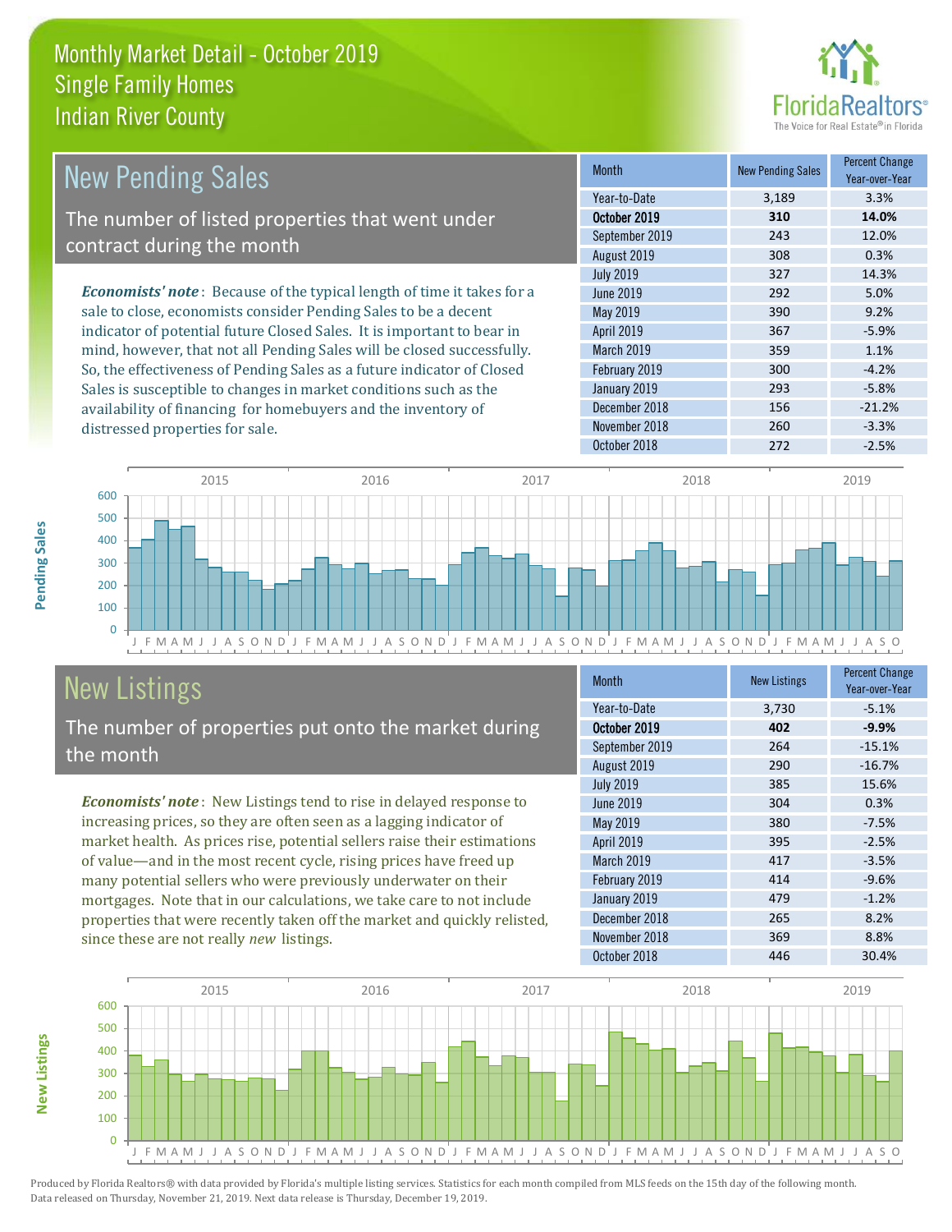# Monthly Market Detail - October 2019
## Single Family Homes
## Indian River County

## New Pending Sales

The number of listed properties that went under contract during the month

*Economists' note*: Because of the typical length of time it takes for a sale to close, economists consider Pending Sales to be a decent indicator of potential future Closed Sales. It is important to bear in mind, however, that not all Pending Sales will be closed successfully. So, the effectiveness of Pending Sales as a future indicator of Closed Sales is susceptible to changes in market conditions such as the availability of financing for homebuyers and the inventory of distressed properties for sale.

| Month | New Pending Sales | Percent Change Year-over-Year |
|---|---|---|
| Year-to-Date | 3,189 | 3.3% |
| **October 2019** | **310** | **14.0%** |
| September 2019 | 243 | 12.0% |
| August 2019 | 308 | 0.3% |
| July 2019 | 327 | 14.3% |
| June 2019 | 292 | 5.0% |
| May 2019 | 390 | 9.2% |
| April 2019 | 367 | -5.9% |
| March 2019 | 359 | 1.1% |
| February 2019 | 300 | -4.2% |
| January 2019 | 293 | -5.8% |
| December 2018 | 156 | -21.2% |
| November 2018 | 260 | -3.3% |
| October 2018 | 272 | -2.5% |

## New Listings

The number of properties put onto the market during the month

*Economists' note*: New Listings tend to rise in delayed response to increasing prices, so they are often seen as a lagging indicator of market health. As prices rise, potential sellers raise their estimations of value—and in the most recent cycle, rising prices have freed up many potential sellers who were previously underwater on their mortgages. Note that in our calculations, we take care to not include properties that were recently taken off the market and quickly relisted, since these are not really *new* listings.

| Month | New Listings | Percent Change Year-over-Year |
|---|---|---|
| Year-to-Date | 3,730 | -5.1% |
| **October 2019** | **402** | **-9.9%** |
| September 2019 | 264 | -15.1% |
| August 2019 | 290 | -16.7% |
| July 2019 | 385 | 15.6% |
| June 2019 | 304 | 0.3% |
| May 2019 | 380 | -7.5% |
| April 2019 | 395 | -2.5% |
| March 2019 | 417 | -3.5% |
| February 2019 | 414 | -9.6% |
| January 2019 | 479 | -1.2% |
| December 2018 | 265 | 8.2% |
| November 2018 | 369 | 8.8% |
| October 2018 | 446 | 30.4% |

Produced by Florida Realtors® with data provided by Florida's multiple listing services. Statistics for each month compiled from MLS feeds on the 15th day of the following month. Data released on Thursday, November 21, 2019. Next data release is Thursday, December 19, 2019.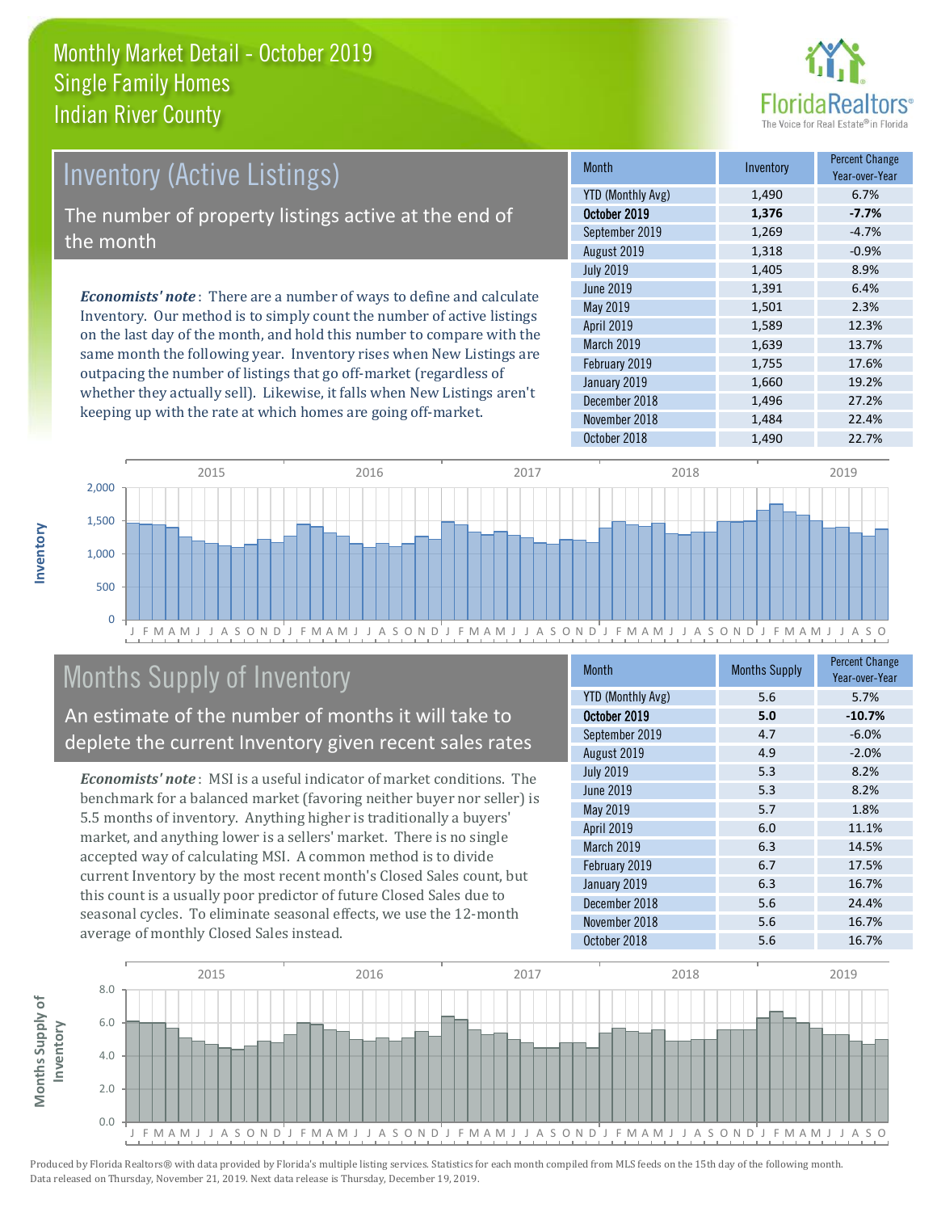# Monthly Market Detail - October 2019
## Single Family Homes
## Indian River County

## Inventory (Active Listings)

The number of property listings active at the end of the month

***Economists' note***: There are a number of ways to define and calculate Inventory. Our method is to simply count the number of active listings on the last day of the month, and hold this number to compare with the same month the following year. Inventory rises when New Listings are outpacing the number of listings that go off-market (regardless of whether they actually sell). Likewise, it falls when New Listings aren't keeping up with the rate at which homes are going off-market.

| Month | Inventory | Percent Change Year-over-Year |
|---|---|---|
| YTD (Monthly Avg) | 1,490 | 6.7% |
| **October 2019** | **1,376** | **-7.7%** |
| September 2019 | 1,269 | -4.7% |
| August 2019 | 1,318 | -0.9% |
| July 2019 | 1,405 | 8.9% |
| June 2019 | 1,391 | 6.4% |
| May 2019 | 1,501 | 2.3% |
| April 2019 | 1,589 | 12.3% |
| March 2019 | 1,639 | 13.7% |
| February 2019 | 1,755 | 17.6% |
| January 2019 | 1,660 | 19.2% |
| December 2018 | 1,496 | 27.2% |
| November 2018 | 1,484 | 22.4% |
| October 2018 | 1,490 | 22.7% |

## Months Supply of Inventory

An estimate of the number of months it will take to deplete the current Inventory given recent sales rates

***Economists' note***: MSI is a useful indicator of market conditions. The benchmark for a balanced market (favoring neither buyer nor seller) is 5.5 months of inventory. Anything higher is traditionally a buyers' market, and anything lower is a sellers' market. There is no single accepted way of calculating MSI. A common method is to divide current Inventory by the most recent month's Closed Sales count, but this count is a usually poor predictor of future Closed Sales due to seasonal cycles. To eliminate seasonal effects, we use the 12-month average of monthly Closed Sales instead.

| Month | Months Supply | Percent Change Year-over-Year |
|---|---|---|
| YTD (Monthly Avg) | 5.6 | 5.7% |
| **October 2019** | **5.0** | **-10.7%** |
| September 2019 | 4.7 | -6.0% |
| August 2019 | 4.9 | -2.0% |
| July 2019 | 5.3 | 8.2% |
| June 2019 | 5.3 | 8.2% |
| May 2019 | 5.7 | 1.8% |
| April 2019 | 6.0 | 11.1% |
| March 2019 | 6.3 | 14.5% |
| February 2019 | 6.7 | 17.5% |
| January 2019 | 6.3 | 16.7% |
| December 2018 | 5.6 | 24.4% |
| November 2018 | 5.6 | 16.7% |
| October 2018 | 5.6 | 16.7% |

Produced by Florida Realtors® with data provided by Florida's multiple listing services. Statistics for each month compiled from MLS feeds on the 15th day of the following month. Data released on Thursday, November 21, 2019. Next data release is Thursday, December 19, 2019.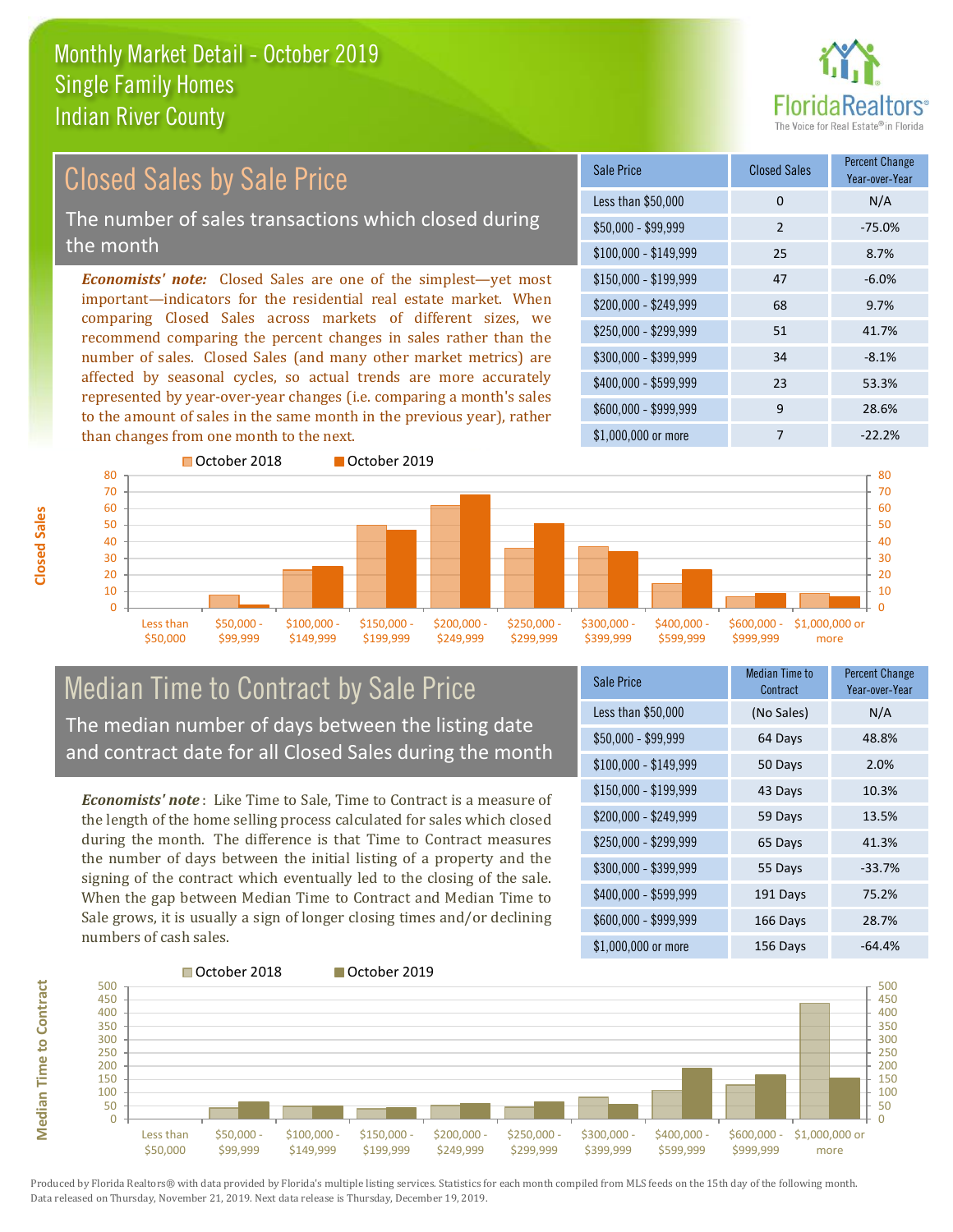# Monthly Market Detail - October 2019
## Single Family Homes
## Indian River County

## Closed Sales by Sale Price

The number of sales transactions which closed during the month

***Economists' note:*** Closed Sales are one of the simplest—yet most important—indicators for the residential real estate market. When comparing Closed Sales across markets of different sizes, we recommend comparing the percent changes in sales rather than the number of sales. Closed Sales (and many other market metrics) are affected by seasonal cycles, so actual trends are more accurately represented by year-over-year changes (i.e. comparing a month's sales to the amount of sales in the same month in the previous year), rather than changes from one month to the next.

| Sale Price | Closed Sales | Percent Change Year-over-Year |
|---|---|---|
| Less than $50,000 | 0 | N/A |
| $50,000 - $99,999 | 2 | -75.0% |
| $100,000 - $149,999 | 25 | 8.7% |
| $150,000 - $199,999 | 47 | -6.0% |
| $200,000 - $249,999 | 68 | 9.7% |
| $250,000 - $299,999 | 51 | 41.7% |
| $300,000 - $399,999 | 34 | -8.1% |
| $400,000 - $599,999 | 23 | 53.3% |
| $600,000 - $999,999 | 9 | 28.6% |
| $1,000,000 or more | 7 | -22.2% |

## Median Time to Contract by Sale Price

The median number of days between the listing date and contract date for all Closed Sales during the month

***Economists' note*** : Like Time to Sale, Time to Contract is a measure of the length of the home selling process calculated for sales which closed during the month. The difference is that Time to Contract measures the number of days between the initial listing of a property and the signing of the contract which eventually led to the closing of the sale. When the gap between Median Time to Contract and Median Time to Sale grows, it is usually a sign of longer closing times and/or declining numbers of cash sales.

| Sale Price | Median Time to Contract | Percent Change Year-over-Year |
|---|---|---|
| Less than $50,000 | (No Sales) | N/A |
| $50,000 - $99,999 | 64 Days | 48.8% |
| $100,000 - $149,999 | 50 Days | 2.0% |
| $150,000 - $199,999 | 43 Days | 10.3% |
| $200,000 - $249,999 | 59 Days | 13.5% |
| $250,000 - $299,999 | 65 Days | 41.3% |
| $300,000 - $399,999 | 55 Days | -33.7% |
| $400,000 - $599,999 | 191 Days | 75.2% |
| $600,000 - $999,999 | 166 Days | 28.7% |
| $1,000,000 or more | 156 Days | -64.4% |

Produced by Florida Realtors® with data provided by Florida's multiple listing services. Statistics for each month compiled from MLS feeds on the 15th day of the following month. Data released on Thursday, November 21, 2019. Next data release is Thursday, December 19, 2019.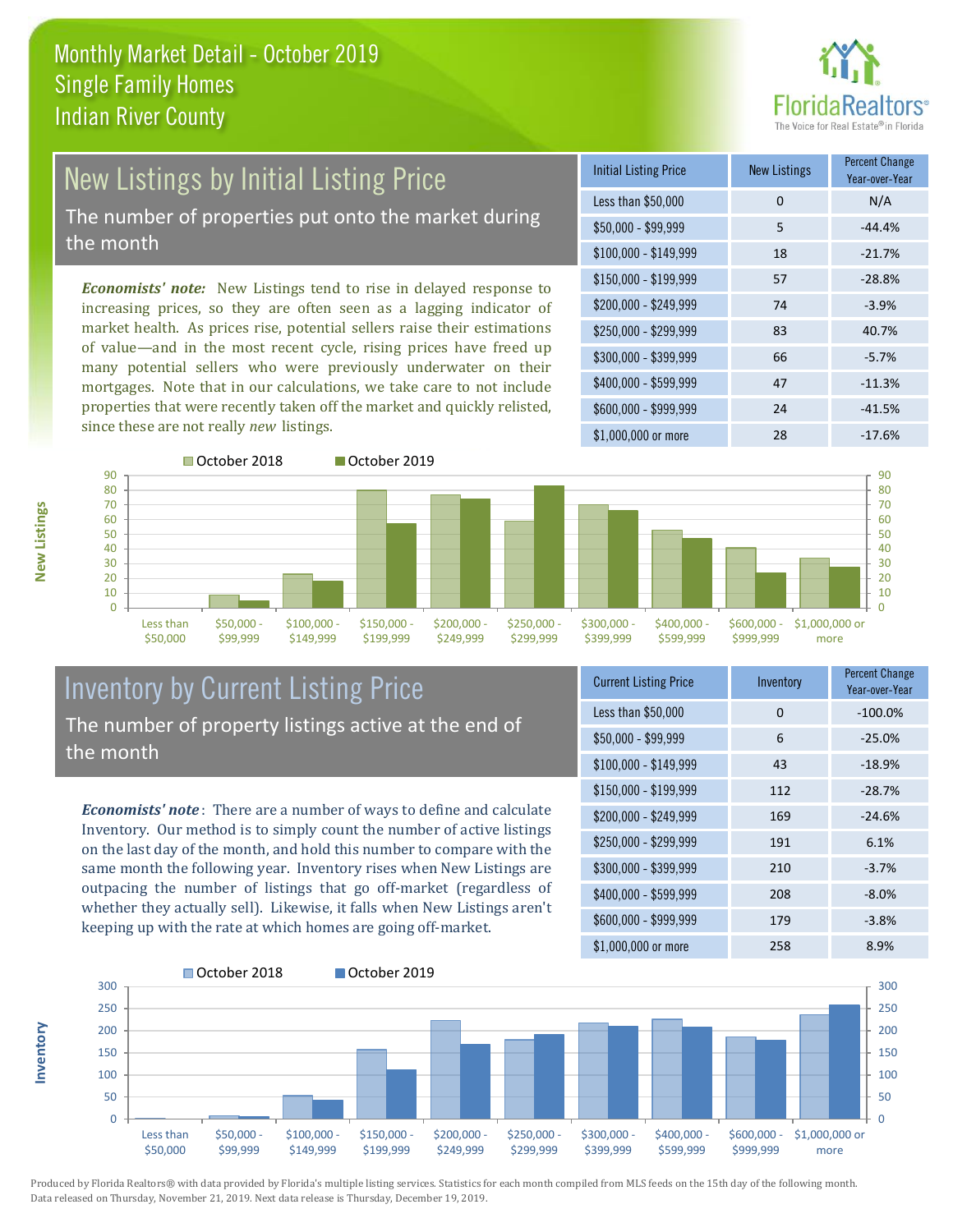# Monthly Market Detail - October 2019
## Single Family Homes
## Indian River County

## New Listings by Initial Listing Price

The number of properties put onto the market during the month

*Economists' note:* New Listings tend to rise in delayed response to increasing prices, so they are often seen as a lagging indicator of market health. As prices rise, potential sellers raise their estimations of value—and in the most recent cycle, rising prices have freed up many potential sellers who were previously underwater on their mortgages. Note that in our calculations, we take care to not include properties that were recently taken off the market and quickly relisted, since these are not really *new* listings.

| Initial Listing Price | New Listings | Percent Change Year-over-Year |
|---|---|---|
| Less than $50,000 | 0 | N/A |
| $50,000 - $99,999 | 5 | -44.4% |
| $100,000 - $149,999 | 18 | -21.7% |
| $150,000 - $199,999 | 57 | -28.8% |
| $200,000 - $249,999 | 74 | -3.9% |
| $250,000 - $299,999 | 83 | 40.7% |
| $300,000 - $399,999 | 66 | -5.7% |
| $400,000 - $599,999 | 47 | -11.3% |
| $600,000 - $999,999 | 24 | -41.5% |
| $1,000,000 or more | 28 | -17.6% |

## Inventory by Current Listing Price

The number of property listings active at the end of the month

*Economists' note*: There are a number of ways to define and calculate Inventory. Our method is to simply count the number of active listings on the last day of the month, and hold this number to compare with the same month the following year. Inventory rises when New Listings are outpacing the number of listings that go off-market (regardless of whether they actually sell). Likewise, it falls when New Listings aren't keeping up with the rate at which homes are going off-market.

| Current Listing Price | Inventory | Percent Change Year-over-Year |
|---|---|---|
| Less than $50,000 | 0 | -100.0% |
| $50,000 - $99,999 | 6 | -25.0% |
| $100,000 - $149,999 | 43 | -18.9% |
| $150,000 - $199,999 | 112 | -28.7% |
| $200,000 - $249,999 | 169 | -24.6% |
| $250,000 - $299,999 | 191 | 6.1% |
| $300,000 - $399,999 | 210 | -3.7% |
| $400,000 - $599,999 | 208 | -8.0% |
| $600,000 - $999,999 | 179 | -3.8% |
| $1,000,000 or more | 258 | 8.9% |

Produced by Florida Realtors® with data provided by Florida's multiple listing services. Statistics for each month compiled from MLS feeds on the 15th day of the following month. Data released on Thursday, November 21, 2019. Next data release is Thursday, December 19, 2019.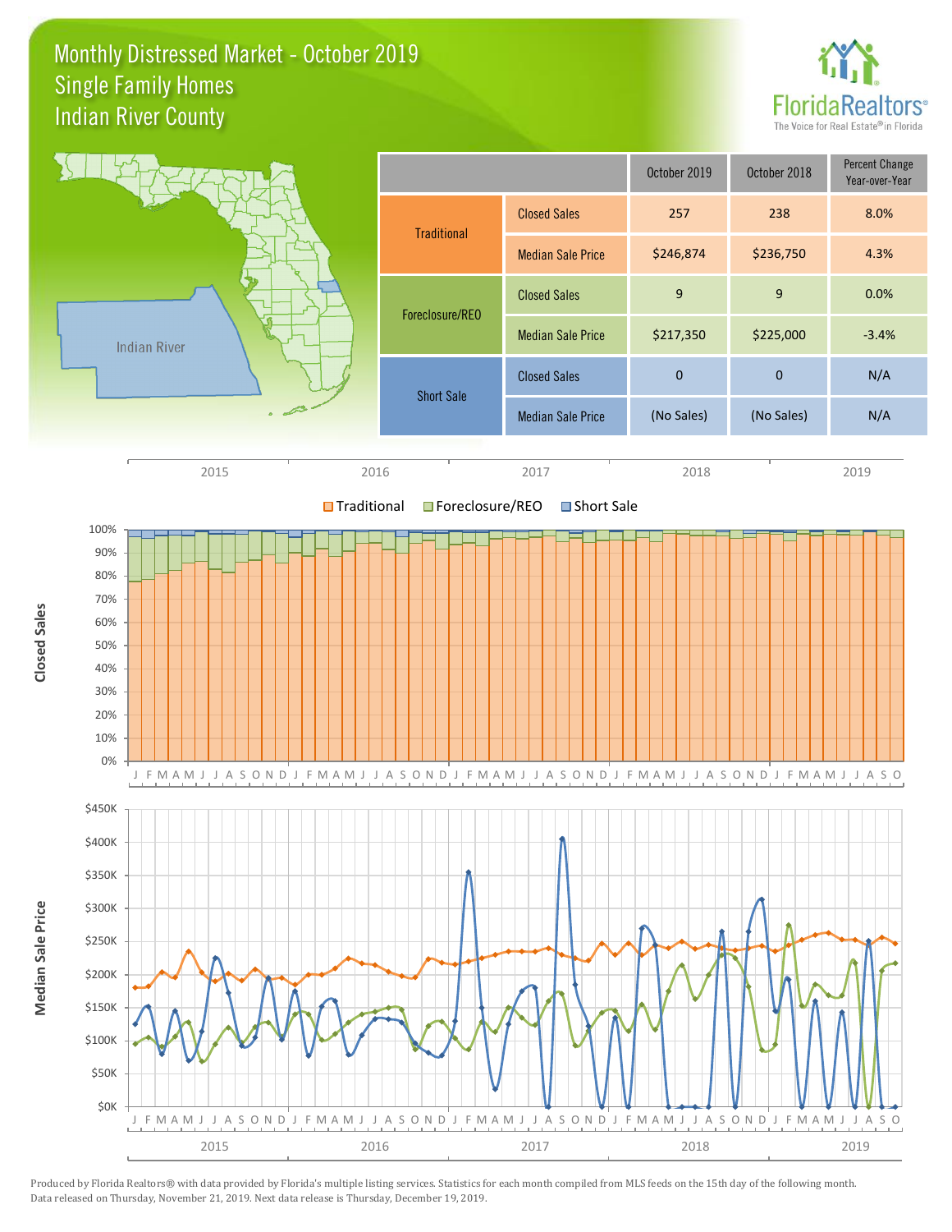# Monthly Distressed Market - October 2019
## Single Family Homes
## Indian River County

FloridaRealtors®
The Voice for Real Estate® in Florida

Indian River

| | | October 2019 | October 2018 | Percent Change Year-over-Year |
|---|---|---|---|---|
| Traditional | Closed Sales | 257 | 238 | 8.0% |
| | Median Sale Price | $246,874 | $236,750 | 4.3% |
| Foreclosure/REO | Closed Sales | 9 | 9 | 0.0% |
| | Median Sale Price | $217,350 | $225,000 | -3.4% |
| Short Sale | Closed Sales | 0 | 0 | N/A |
| | Median Sale Price | (No Sales) | (No Sales) | N/A |

2015 2016 2017 2018 2019

Traditional Foreclosure/REO Short Sale

Closed Sales

100% 90% 80% 70% 60% 50% 40% 30% 20% 10% 0%

J F M A M J J A S O N D J F M A M J J A S O N D J F M A M J J A S O N D J F M A M J J A S O N D J F M A M J J A S O

Median Sale Price

$450K $400K $350K $300K $250K $200K $150K $100K $50K $0K

J F M A M J J A S O N D J F M A M J J A S O N D J F M A M J J A S O N D J F M A M J J A S O N D J F M A M J J A S O

2015 2016 2017 2018 2019

Produced by Florida Realtors® with data provided by Florida's multiple listing services. Statistics for each month compiled from MLS feeds on the 15th day of the following month. Data released on Thursday, November 21, 2019. Next data release is Thursday, December 19, 2019.